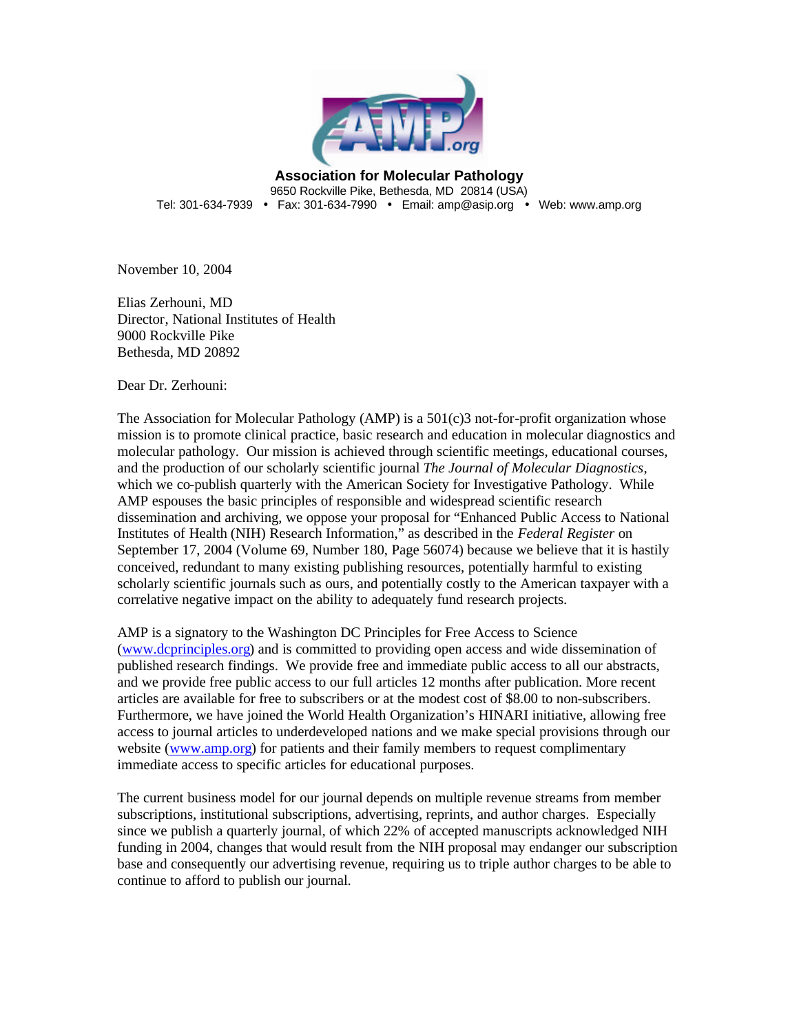**Association for Molecular Pathology**
9650 Rockville Pike, Bethesda, MD 20814 (USA)
Tel: 301-634-7939 • Fax: 301-634-7990 • Email: amp@asip.org • Web: www.amp.org

November 10, 2004

Elias Zerhouni, MD
Director, National Institutes of Health
9000 Rockville Pike
Bethesda, MD 20892

Dear Dr. Zerhouni:

The Association for Molecular Pathology (AMP) is a 501(c)3 not-for-profit organization whose mission is to promote clinical practice, basic research and education in molecular diagnostics and molecular pathology. Our mission is achieved through scientific meetings, educational courses, and the production of our scholarly scientific journal *The Journal of Molecular Diagnostics*, which we co-publish quarterly with the American Society for Investigative Pathology. While AMP espouses the basic principles of responsible and widespread scientific research dissemination and archiving, we oppose your proposal for "Enhanced Public Access to National Institutes of Health (NIH) Research Information," as described in the *Federal Register* on September 17, 2004 (Volume 69, Number 180, Page 56074) because we believe that it is hastily conceived, redundant to many existing publishing resources, potentially harmful to existing scholarly scientific journals such as ours, and potentially costly to the American taxpayer with a correlative negative impact on the ability to adequately fund research projects.

AMP is a signatory to the Washington DC Principles for Free Access to Science (www.dcprinciples.org) and is committed to providing open access and wide dissemination of published research findings. We provide free and immediate public access to all our abstracts, and we provide free public access to our full articles 12 months after publication. More recent articles are available for free to subscribers or at the modest cost of $8.00 to non-subscribers. Furthermore, we have joined the World Health Organization's HINARI initiative, allowing free access to journal articles to underdeveloped nations and we make special provisions through our website (www.amp.org) for patients and their family members to request complimentary immediate access to specific articles for educational purposes.

The current business model for our journal depends on multiple revenue streams from member subscriptions, institutional subscriptions, advertising, reprints, and author charges. Especially since we publish a quarterly journal, of which 22% of accepted manuscripts acknowledged NIH funding in 2004, changes that would result from the NIH proposal may endanger our subscription base and consequently our advertising revenue, requiring us to triple author charges to be able to continue to afford to publish our journal.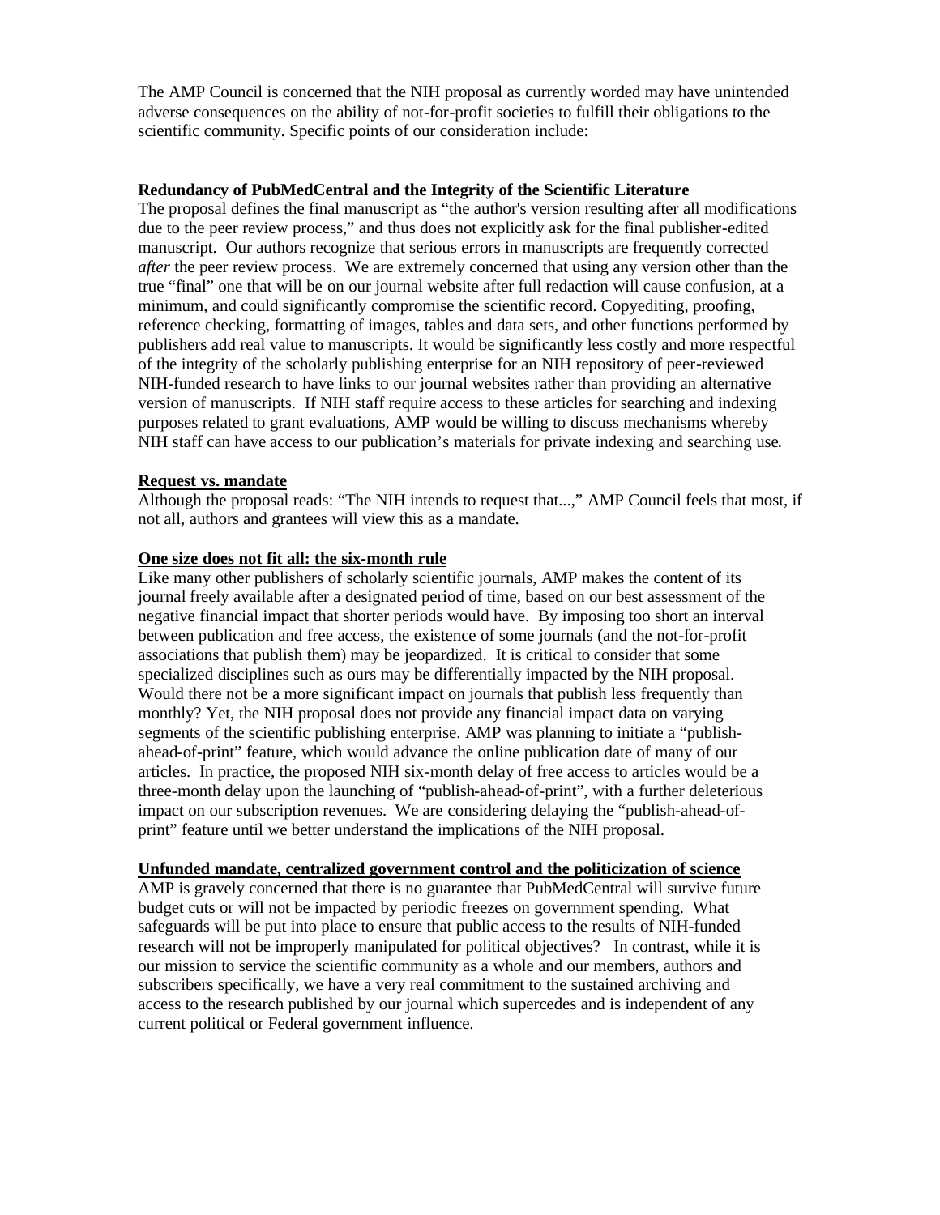The AMP Council is concerned that the NIH proposal as currently worded may have unintended adverse consequences on the ability of not-for-profit societies to fulfill their obligations to the scientific community. Specific points of our consideration include:

**Redundancy of PubMedCentral and the Integrity of the Scientific Literature**

The proposal defines the final manuscript as "the author's version resulting after all modifications due to the peer review process," and thus does not explicitly ask for the final publisher-edited manuscript. Our authors recognize that serious errors in manuscripts are frequently corrected *after* the peer review process. We are extremely concerned that using any version other than the true "final" one that will be on our journal website after full redaction will cause confusion, at a minimum, and could significantly compromise the scientific record. Copyediting, proofing, reference checking, formatting of images, tables and data sets, and other functions performed by publishers add real value to manuscripts. It would be significantly less costly and more respectful of the integrity of the scholarly publishing enterprise for an NIH repository of peer-reviewed NIH-funded research to have links to our journal websites rather than providing an alternative version of manuscripts. If NIH staff require access to these articles for searching and indexing purposes related to grant evaluations, AMP would be willing to discuss mechanisms whereby NIH staff can have access to our publication's materials for private indexing and searching use.

**Request vs. mandate**

Although the proposal reads: "The NIH intends to request that...," AMP Council feels that most, if not all, authors and grantees will view this as a mandate.

**One size does not fit all: the six-month rule**

Like many other publishers of scholarly scientific journals, AMP makes the content of its journal freely available after a designated period of time, based on our best assessment of the negative financial impact that shorter periods would have. By imposing too short an interval between publication and free access, the existence of some journals (and the not-for-profit associations that publish them) may be jeopardized. It is critical to consider that some specialized disciplines such as ours may be differentially impacted by the NIH proposal. Would there not be a more significant impact on journals that publish less frequently than monthly? Yet, the NIH proposal does not provide any financial impact data on varying segments of the scientific publishing enterprise. AMP was planning to initiate a "publish-ahead-of-print" feature, which would advance the online publication date of many of our articles. In practice, the proposed NIH six-month delay of free access to articles would be a three-month delay upon the launching of "publish-ahead-of-print", with a further deleterious impact on our subscription revenues. We are considering delaying the "publish-ahead-of-print" feature until we better understand the implications of the NIH proposal.

**Unfunded mandate, centralized government control and the politicization of science**

AMP is gravely concerned that there is no guarantee that PubMedCentral will survive future budget cuts or will not be impacted by periodic freezes on government spending. What safeguards will be put into place to ensure that public access to the results of NIH-funded research will not be improperly manipulated for political objectives? In contrast, while it is our mission to service the scientific community as a whole and our members, authors and subscribers specifically, we have a very real commitment to the sustained archiving and access to the research published by our journal which supercedes and is independent of any current political or Federal government influence.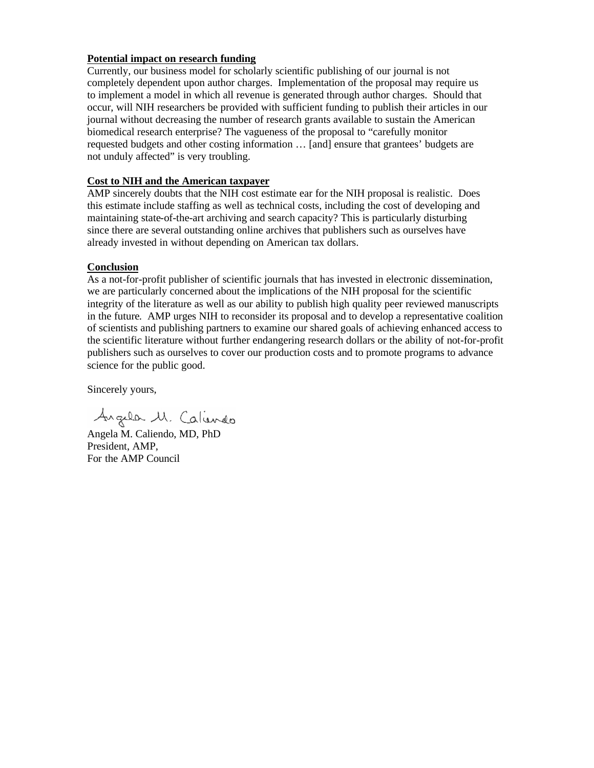**Potential impact on research funding**

Currently, our business model for scholarly scientific publishing of our journal is not completely dependent upon author charges. Implementation of the proposal may require us to implement a model in which all revenue is generated through author charges. Should that occur, will NIH researchers be provided with sufficient funding to publish their articles in our journal without decreasing the number of research grants available to sustain the American biomedical research enterprise? The vagueness of the proposal to "carefully monitor requested budgets and other costing information … [and] ensure that grantees' budgets are not unduly affected" is very troubling.

**Cost to NIH and the American taxpayer**

AMP sincerely doubts that the NIH cost estimate ear for the NIH proposal is realistic. Does this estimate include staffing as well as technical costs, including the cost of developing and maintaining state-of-the-art archiving and search capacity? This is particularly disturbing since there are several outstanding online archives that publishers such as ourselves have already invested in without depending on American tax dollars.

**Conclusion**

As a not-for-profit publisher of scientific journals that has invested in electronic dissemination, we are particularly concerned about the implications of the NIH proposal for the scientific integrity of the literature as well as our ability to publish high quality peer reviewed manuscripts in the future. AMP urges NIH to reconsider its proposal and to develop a representative coalition of scientists and publishing partners to examine our shared goals of achieving enhanced access to the scientific literature without further endangering research dollars or the ability of not-for-profit publishers such as ourselves to cover our production costs and to promote programs to advance science for the public good.

Sincerely yours,

Angela M. Caliendo

Angela M. Caliendo, MD, PhD
President, AMP,
For the AMP Council